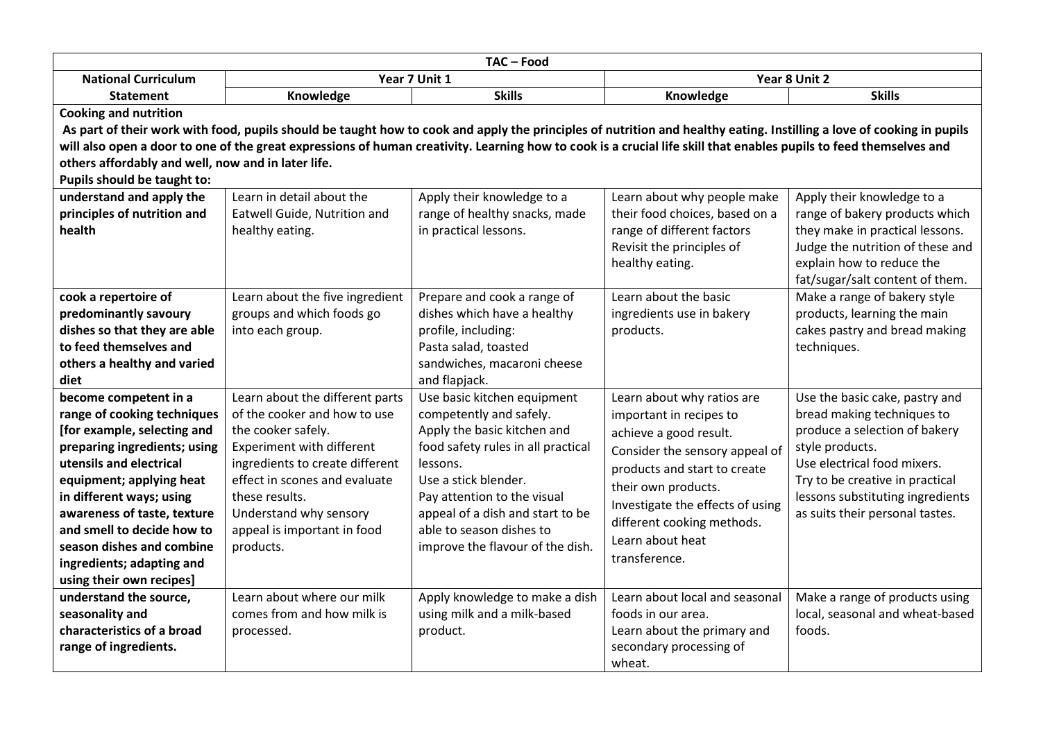| TAC – Food | | | | |
|---|---|---|---|---|
| **National Curriculum Statement** | **Year 7 Unit 1** | | **Year 8 Unit 2** | |
| | **Knowledge** | **Skills** | **Knowledge** | **Skills** |
| **Cooking and nutrition**<br>**As part of their work with food, pupils should be taught how to cook and apply the principles of nutrition and healthy eating. Instilling a love of cooking in pupils will also open a door to one of the great expressions of human creativity. Learning how to cook is a crucial life skill that enables pupils to feed themselves and others affordably and well, now and in later life.**<br>**Pupils should be taught to:** | | | | |
| **understand and apply the principles of nutrition and health** | Learn in detail about the Eatwell Guide, Nutrition and healthy eating. | Apply their knowledge to a range of healthy snacks, made in practical lessons. | Learn about why people make their food choices, based on a range of different factors Revisit the principles of healthy eating. | Apply their knowledge to a range of bakery products which they make in practical lessons. Judge the nutrition of these and explain how to reduce the fat/sugar/salt content of them. |
| **cook a repertoire of predominantly savoury dishes so that they are able to feed themselves and others a healthy and varied diet** | Learn about the five ingredient groups and which foods go into each group. | Prepare and cook a range of dishes which have a healthy profile, including:<br>Pasta salad, toasted sandwiches, macaroni cheese and flapjack. | Learn about the basic ingredients use in bakery products. | Make a range of bakery style products, learning the main cakes pastry and bread making techniques. |
| **become competent in a range of cooking techniques [for example, selecting and preparing ingredients; using utensils and electrical equipment; applying heat in different ways; using awareness of taste, texture and smell to decide how to season dishes and combine ingredients; adapting and using their own recipes]** | Learn about the different parts of the cooker and how to use the cooker safely.<br>Experiment with different ingredients to create different effect in scones and evaluate these results.<br>Understand why sensory appeal is important in food products. | Use basic kitchen equipment competently and safely.<br>Apply the basic kitchen and food safety rules in all practical lessons.<br>Use a stick blender.<br>Pay attention to the visual appeal of a dish and start to be able to season dishes to improve the flavour of the dish. | Learn about why ratios are important in recipes to achieve a good result.<br>Consider the sensory appeal of products and start to create their own products.<br>Investigate the effects of using different cooking methods.<br>Learn about heat transference. | Use the basic cake, pastry and bread making techniques to produce a selection of bakery style products.<br>Use electrical food mixers.<br>Try to be creative in practical lessons substituting ingredients as suits their personal tastes. |
| **understand the source, seasonality and characteristics of a broad range of ingredients.** | Learn about where our milk comes from and how milk is processed. | Apply knowledge to make a dish using milk and a milk-based product. | Learn about local and seasonal foods in our area.<br>Learn about the primary and secondary processing of wheat. | Make a range of products using local, seasonal and wheat-based foods. |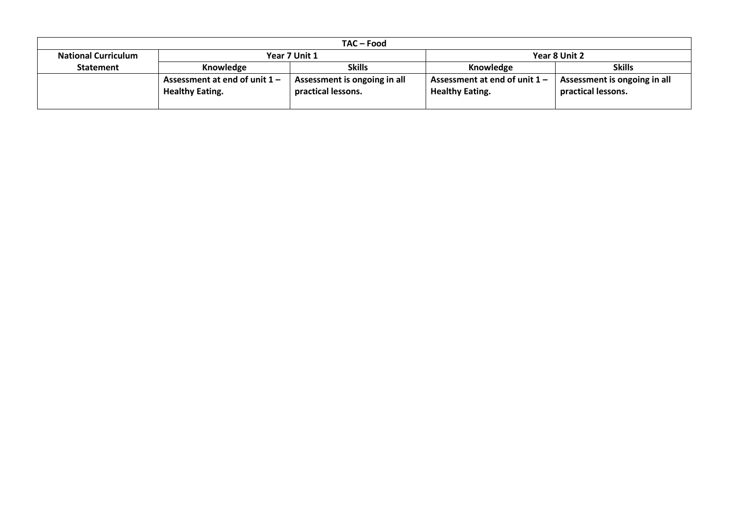| TAC – Food | | | | |
|---|---|---|---|---|
| **National Curriculum Statement** | **Year 7 Unit 1** | | **Year 8 Unit 2** | |
| | **Knowledge** | **Skills** | **Knowledge** | **Skills** |
| | **Assessment at end of unit 1 – Healthy Eating.** | **Assessment is ongoing in all practical lessons.** | **Assessment at end of unit 1 – Healthy Eating.** | **Assessment is ongoing in all practical lessons.** |